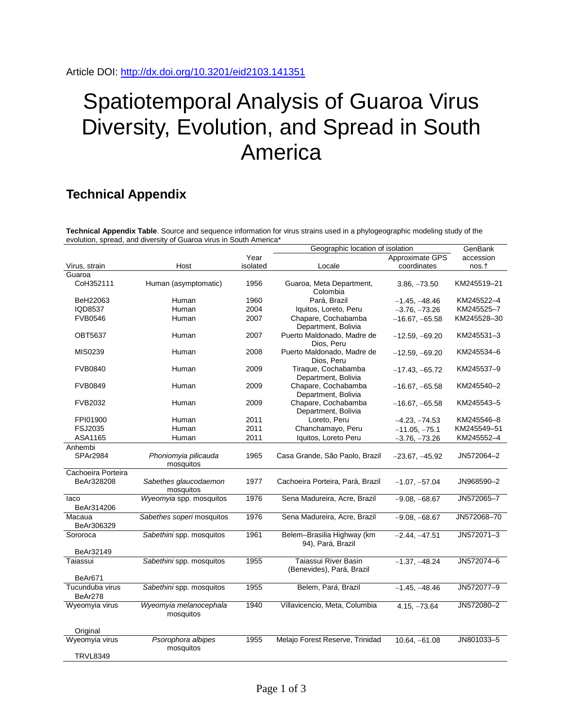Article DOI: http://dx.doi.org/10.3201/eid2103.141351

# Spatiotemporal Analysis of Guaroa Virus Diversity, Evolution, and Spread in South America

## Technical Appendix

**Technical Appendix Table**. Source and sequence information for virus strains used in a phylogeographic modeling study of the evolution, spread, and diversity of Guaroa virus in South America*

| Virus, strain | Host | Year isolated | Geographic location of isolation | | GenBank accession nos.† |
|---|---|---|---|---|---|
| | | | Locale | Approximate GPS coordinates | |
| Guaroa | | | | | |
| CoH352111 | Human (asymptomatic) | 1956 | Guaroa, Meta Department, Colombia | 3.86, −73.50 | KM245519–21 |
| BeH22063 | Human | 1960 | Pará, Brazil | −1.45, −48.46 | KM245522–4 |
| IQD8537 | Human | 2004 | Iquitos, Loreto, Peru | −3.76, −73.26 | KM245525–7 |
| FVB0546 | Human | 2007 | Chapare, Cochabamba Department, Bolivia | −16.67, −65.58 | KM245528–30 |
| OBT5637 | Human | 2007 | Puerto Maldonado, Madre de Dios, Peru | −12.59, −69.20 | KM245531–3 |
| MIS0239 | Human | 2008 | Puerto Maldonado, Madre de Dios, Peru | −12.59, −69.20 | KM245534–6 |
| FVB0840 | Human | 2009 | Tiraque, Cochabamba Department, Bolivia | −17.43, −65.72 | KM245537–9 |
| FVB0849 | Human | 2009 | Chapare, Cochabamba Department, Bolivia | −16.67, −65.58 | KM245540–2 |
| FVB2032 | Human | 2009 | Chapare, Cochabamba Department, Bolivia | −16.67, −65.58 | KM245543–5 |
| FPI01900 | Human | 2011 | Loreto, Peru | −4.23, −74.53 | KM245546–8 |
| FSJ2035 | Human | 2011 | Chanchamayo, Peru | −11.05, −75.1 | KM245549–51 |
| ASA1165 | Human | 2011 | Iquitos, Loreto Peru | −3.76, −73.26 | KM245552–4 |
| Anhembi | | | | | |
| SPAr2984 | *Phoniomyia pilicauda* mosquitos | 1965 | Casa Grande, São Paolo, Brazil | −23.67, −45.92 | JN572064–2 |
| Cachoeira Porteira | | | | | |
| BeAr328208 | *Sabethes glaucodaemon* mosquitos | 1977 | Cachoeira Porteira, Pará, Brazil | −1.07, −57.04 | JN968590–2 |
| Iaco BeAr314206 | *Wyeomyia* spp. mosquitos | 1976 | Sena Madureira, Acre, Brazil | −9.08, −68.67 | JN572065–7 |
| Macaua BeAr306329 | *Sabethes soperi* mosquitos | 1976 | Sena Madureira, Acre, Brazil | −9.08, −68.67 | JN572068–70 |
| Sororoca BeAr32149 | *Sabethini* spp. mosquitos | 1961 | Belem–Brasilia Highway (km 94), Pará, Brazil | −2.44, −47.51 | JN572071–3 |
| Taiassui BeAr671 | *Sabethini* spp. mosquitos | 1955 | Taiassui River Basin (Benevides), Pará, Brazil | −1.37, −48.24 | JN572074–6 |
| Tucunduba virus BeAr278 | *Sabethini* spp. mosquitos | 1955 | Belem, Pará, Brazil | −1.45, −48.46 | JN572077–9 |
| Wyeomyia virus Original | *Wyeomyia melanocephala* mosquitos | 1940 | Villavicencio, Meta, Columbia | 4.15, −73.64 | JN572080–2 |
| Wyeomyia virus TRVL8349 | *Psorophora albipes* mosquitos | 1955 | Melajo Forest Reserve, Trinidad | 10.64, −61.08 | JN801033–5 |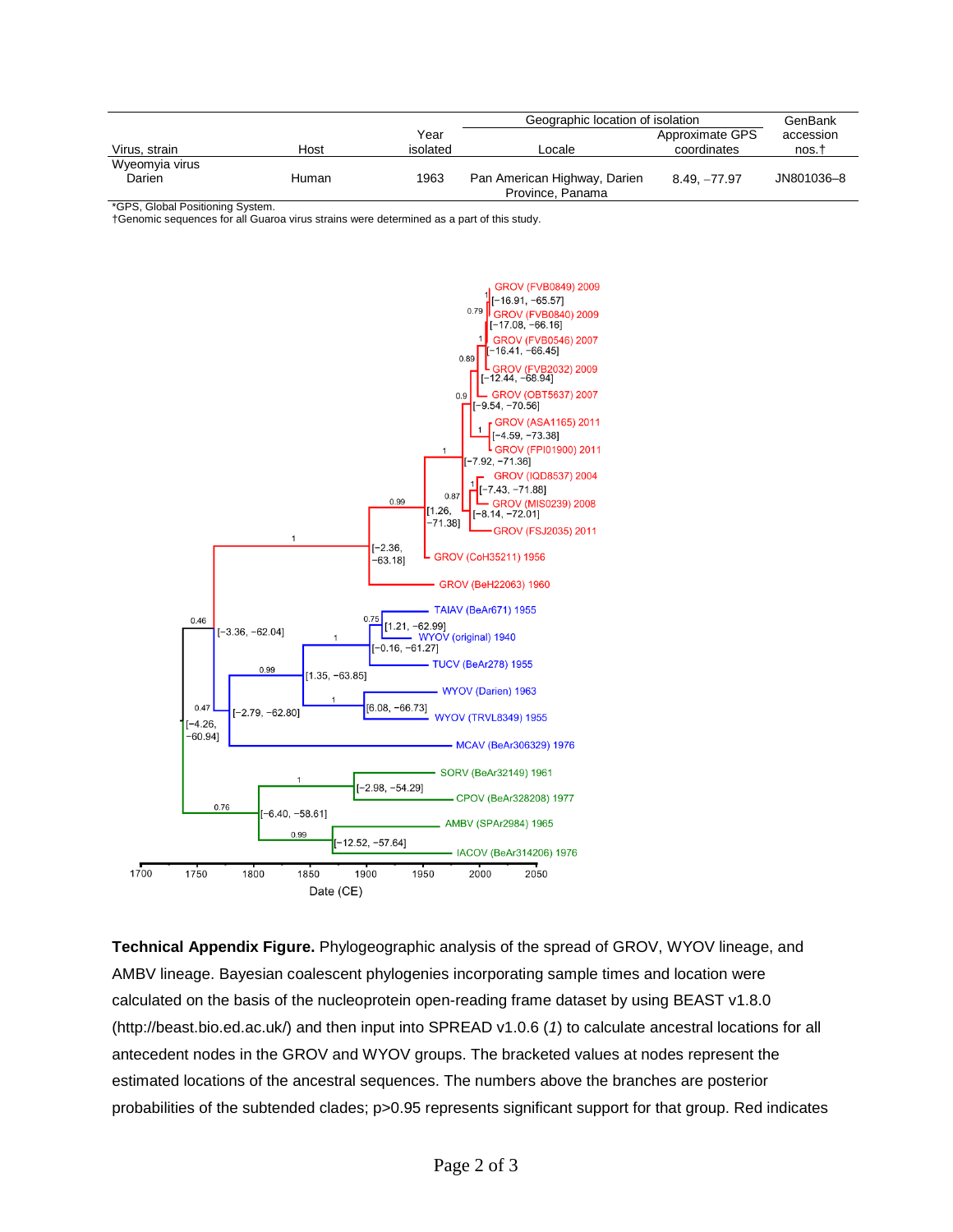| Virus, strain | Host | Year isolated | Geographic location of isolation | | GenBank accession nos.† |
|---|---|---|---|---|---|
| | | | Locale | Approximate GPS coordinates | |
| Wyeomyia virus | | | | | |
| Darien | Human | 1963 | Pan American Highway, Darien Province, Panama | 8.49, −77.97 | JN801036–8 |

*GPS, Global Positioning System.
†Genomic sequences for all Guaroa virus strains were determined as a part of this study.

**Technical Appendix Figure.** Phylogeographic analysis of the spread of GROV, WYOV lineage, and AMBV lineage. Bayesian coalescent phylogenies incorporating sample times and location were calculated on the basis of the nucleoprotein open-reading frame dataset by using BEAST v1.8.0 (http://beast.bio.ed.ac.uk/) and then input into SPREAD v1.0.6 (*1*) to calculate ancestral locations for all antecedent nodes in the GROV and WYOV groups. The bracketed values at nodes represent the estimated locations of the ancestral sequences. The numbers above the branches are posterior probabilities of the subtended clades; p>0.95 represents significant support for that group. Red indicates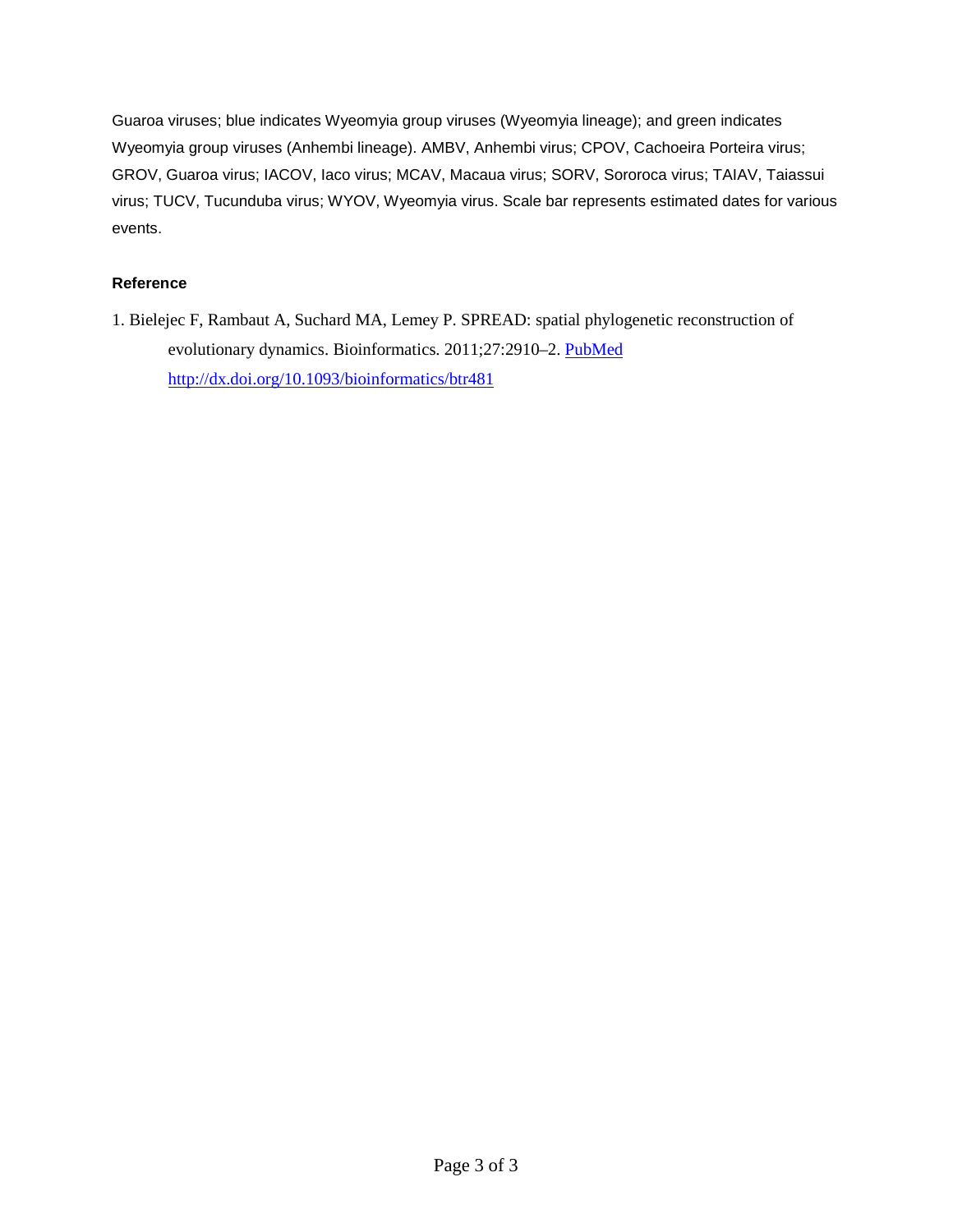Guaroa viruses; blue indicates Wyeomyia group viruses (Wyeomyia lineage); and green indicates Wyeomyia group viruses (Anhembi lineage). AMBV, Anhembi virus; CPOV, Cachoeira Porteira virus; GROV, Guaroa virus; IACOV, Iaco virus; MCAV, Macaua virus; SORV, Sororoca virus; TAIAV, Taiassui virus; TUCV, Tucunduba virus; WYOV, Wyeomyia virus. Scale bar represents estimated dates for various events.

**Reference**

1. Bielejec F, Rambaut A, Suchard MA, Lemey P. SPREAD: spatial phylogenetic reconstruction of evolutionary dynamics. Bioinformatics. 2011;27:2910–2. PubMed http://dx.doi.org/10.1093/bioinformatics/btr481